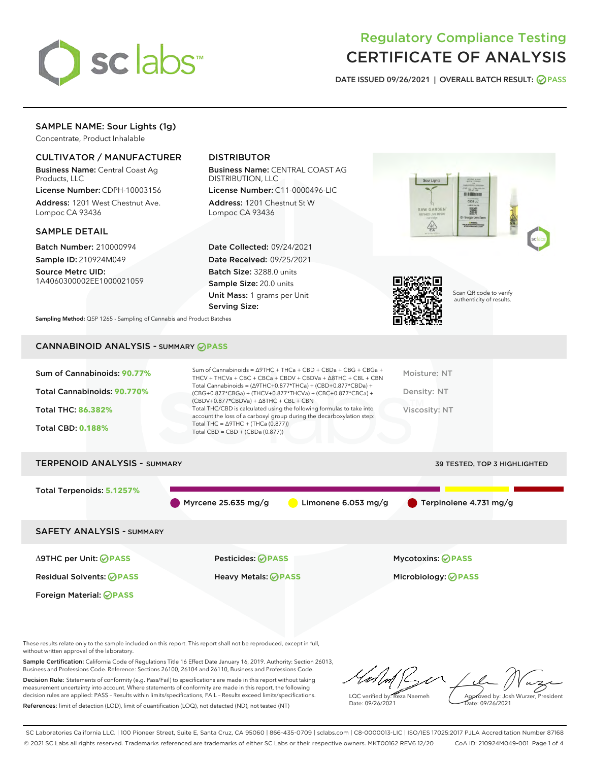# Regulatory Compliance Testing
# CERTIFICATE OF ANALYSIS

DATE ISSUED 09/26/2021 | OVERALL BATCH RESULT: PASS

## SAMPLE NAME: Sour Lights (1g)

Concentrate, Product Inhalable

### CULTIVATOR / MANUFACTURER

**Business Name:** Central Coast Ag Products, LLC
**License Number:** CDPH-10003156
**Address:** 1201 West Chestnut Ave. Lompoc CA 93436

### DISTRIBUTOR

**Business Name:** CENTRAL COAST AG DISTRIBUTION, LLC
**License Number:** C11-0000496-LIC
**Address:** 1201 Chestnut St W Lompoc CA 93436

### SAMPLE DETAIL

**Batch Number:** 210000994
**Sample ID:** 210924M049
**Source Metrc UID:** 1A4060300002EE1000021059

**Date Collected:** 09/24/2021
**Date Received:** 09/25/2021
**Batch Size:** 3288.0 units
**Sample Size:** 20.0 units
**Unit Mass:** 1 grams per Unit
**Serving Size:**

Scan QR code to verify authenticity of results.

**Sampling Method:** QSP 1265 - Sampling of Cannabis and Product Batches

## CANNABINOID ANALYSIS - SUMMARY PASS

**Sum of Cannabinoids:** 90.77%
**Total Cannabinoids:** 90.770%
**Total THC:** 86.382%
**Total CBD:** 0.188%

Sum of Cannabinoids = Δ9THC + THCa + CBD + CBDa + CBG + CBGa + THCV + THCVa + CBC + CBCa + CBDV + CBDVa + Δ8THC + CBL + CBN
Total Cannabinoids = (Δ9THC+0.877*THCa) + (CBD+0.877*CBDa) + (CBG+0.877*CBGa) + (THCV+0.877*THCVa) + (CBC+0.877*CBCa) + (CBDV+0.877*CBDVa) + Δ8THC + CBL + CBN
Total THC/CBD is calculated using the following formulas to take into account the loss of a carboxyl group during the decarboxylation step:
Total THC = Δ9THC + (THCa (0.877))
Total CBD = CBD + (CBDa (0.877))

Moisture: NT
Density: NT
Viscosity: NT

## TERPENOID ANALYSIS - SUMMARY

39 TESTED, TOP 3 HIGHLIGHTED

**Total Terpenoids:** 5.1257%

Myrcene 25.635 mg/g | Limonene 6.053 mg/g | Terpinolene 4.731 mg/g

## SAFETY ANALYSIS - SUMMARY

| | | |
|---|---|---|
| Δ9THC per Unit: PASS | Pesticides: PASS | Mycotoxins: PASS |
| Residual Solvents: PASS | Heavy Metals: PASS | Microbiology: PASS |
| Foreign Material: PASS | | |

These results relate only to the sample included on this report. This report shall not be reproduced, except in full, without written approval of the laboratory.

**Sample Certification:** California Code of Regulations Title 16 Effect Date January 16, 2019. Authority: Section 26013, Business and Professions Code. Reference: Sections 26100, 26104 and 26110, Business and Professions Code.

**Decision Rule:** Statements of conformity (e.g. Pass/Fail) to specifications are made in this report without taking measurement uncertainty into account. Where statements of conformity are made in this report, the following decision rules are applied: PASS - Results within limits/specifications, FAIL - Results exceed limits/specifications.

**References:** limit of detection (LOD), limit of quantification (LOQ), not detected (ND), not tested (NT)

LQC verified by: Reza Naemeh
Date: 09/26/2021

Approved by: Josh Wurzer, President
Date: 09/26/2021

SC Laboratories California LLC. | 100 Pioneer Street, Suite E, Santa Cruz, CA 95060 | 866-435-0709 | sclabs.com | C8-0000013-LIC | ISO/IES 17025:2017 PJLA Accreditation Number 87168
© 2021 SC Labs all rights reserved. Trademarks referenced are trademarks of either SC Labs or their respective owners. MKT00162 REV6 12/20 CoA ID: 210924M049-001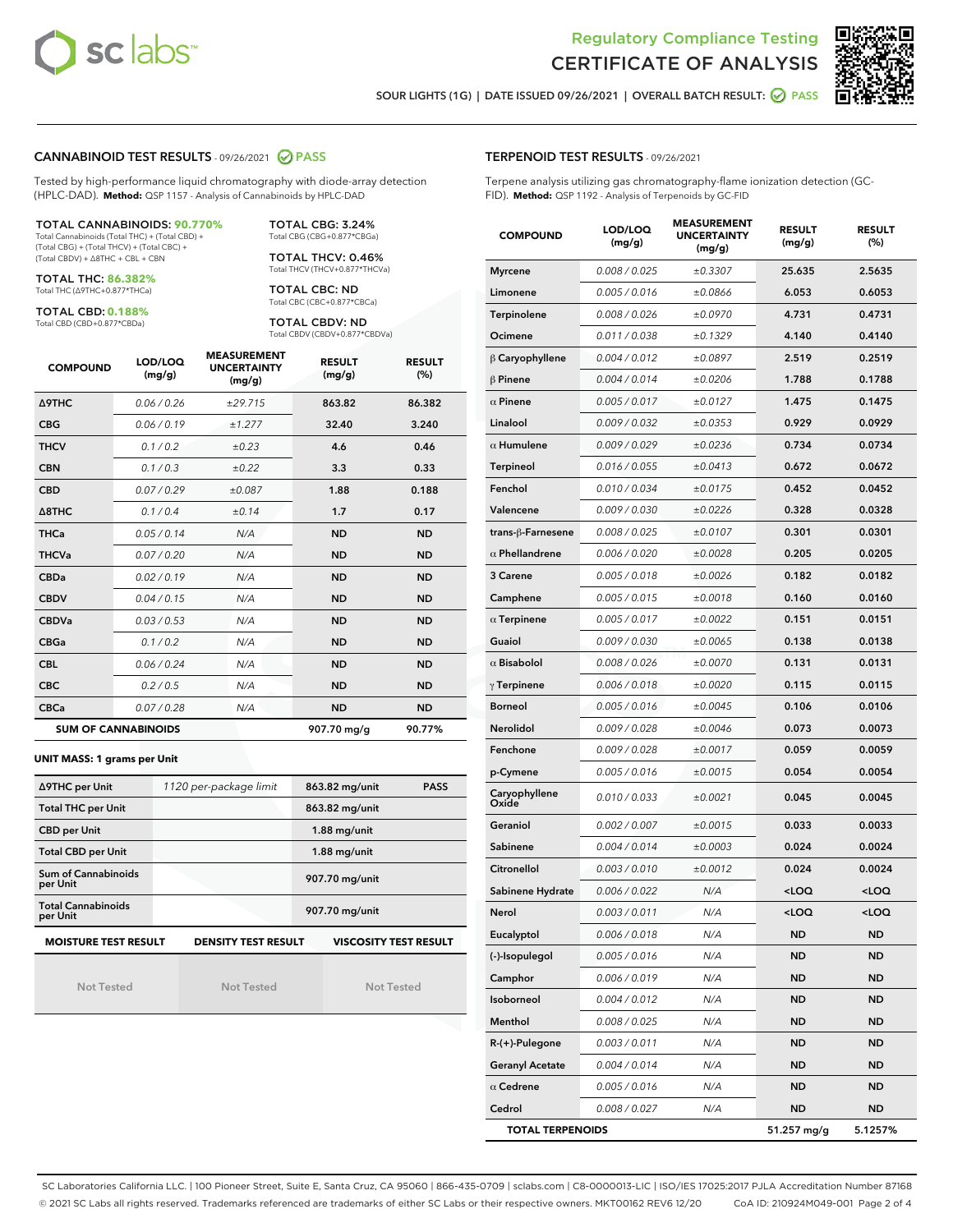Regulatory Compliance Testing
CERTIFICATE OF ANALYSIS

SOUR LIGHTS (1G) | DATE ISSUED 09/26/2021 | OVERALL BATCH RESULT: PASS

## CANNABINOID TEST RESULTS - 09/26/2021 PASS

Tested by high-performance liquid chromatography with diode-array detection (HPLC-DAD). **Method:** QSP 1157 - Analysis of Cannabinoids by HPLC-DAD

**TOTAL CANNABINOIDS: 90.770%**
Total Cannabinoids (Total THC) + (Total CBD) + (Total CBG) + (Total THCV) + (Total CBC) + (Total CBDV) + ∆8THC + CBL + CBN

**TOTAL THC: 86.382%**
Total THC (∆9THC+0.877*THCa)

**TOTAL CBD: 0.188%**
Total CBD (CBD+0.877*CBDa)

**TOTAL CBG: 3.24%**
Total CBG (CBG+0.877*CBGa)

**TOTAL THCV: 0.46%**
Total THCV (THCV+0.877*THCVa)

**TOTAL CBC: ND**
Total CBC (CBC+0.877*CBCa)

**TOTAL CBDV: ND**
Total CBDV (CBDV+0.877*CBDVa)

| COMPOUND | LOD/LOQ (mg/g) | MEASUREMENT UNCERTAINTY (mg/g) | RESULT (mg/g) | RESULT (%) |
|---|---|---|---|---|
| Δ9THC | 0.06 / 0.26 | ±29.715 | 863.82 | 86.382 |
| CBG | 0.06 / 0.19 | ±1.277 | 32.40 | 3.240 |
| THCV | 0.1 / 0.2 | ±0.23 | 4.6 | 0.46 |
| CBN | 0.1 / 0.3 | ±0.22 | 3.3 | 0.33 |
| CBD | 0.07 / 0.29 | ±0.087 | 1.88 | 0.188 |
| Δ8THC | 0.1 / 0.4 | ±0.14 | 1.7 | 0.17 |
| THCa | 0.05 / 0.14 | N/A | ND | ND |
| THCVa | 0.07 / 0.20 | N/A | ND | ND |
| CBDa | 0.02 / 0.19 | N/A | ND | ND |
| CBDV | 0.04 / 0.15 | N/A | ND | ND |
| CBDVa | 0.03 / 0.53 | N/A | ND | ND |
| CBGa | 0.1 / 0.2 | N/A | ND | ND |
| CBL | 0.06 / 0.24 | N/A | ND | ND |
| CBC | 0.2 / 0.5 | N/A | ND | ND |
| CBCa | 0.07 / 0.28 | N/A | ND | ND |
| **SUM OF CANNABINOIDS** | | | 907.70 mg/g | 90.77% |

**UNIT MASS: 1 grams per Unit**

| | | | |
|---|---|---|---|
| Δ9THC per Unit | 1120 per-package limit | 863.82 mg/unit | PASS |
| Total THC per Unit | | 863.82 mg/unit | |
| CBD per Unit | | 1.88 mg/unit | |
| Total CBD per Unit | | 1.88 mg/unit | |
| Sum of Cannabinoids per Unit | | 907.70 mg/unit | |
| Total Cannabinoids per Unit | | 907.70 mg/unit | |

| MOISTURE TEST RESULT | DENSITY TEST RESULT | VISCOSITY TEST RESULT |
|---|---|---|
| Not Tested | Not Tested | Not Tested |

## TERPENOID TEST RESULTS - 09/26/2021

Terpene analysis utilizing gas chromatography-flame ionization detection (GC-FID). **Method:** QSP 1192 - Analysis of Terpenoids by GC-FID

| COMPOUND | LOD/LOQ (mg/g) | MEASUREMENT UNCERTAINTY (mg/g) | RESULT (mg/g) | RESULT (%) |
|---|---|---|---|---|
| Myrcene | 0.008 / 0.025 | ±0.3307 | 25.635 | 2.5635 |
| Limonene | 0.005 / 0.016 | ±0.0866 | 6.053 | 0.6053 |
| Terpinolene | 0.008 / 0.026 | ±0.0970 | 4.731 | 0.4731 |
| Ocimene | 0.011 / 0.038 | ±0.1329 | 4.140 | 0.4140 |
| β Caryophyllene | 0.004 / 0.012 | ±0.0897 | 2.519 | 0.2519 |
| β Pinene | 0.004 / 0.014 | ±0.0206 | 1.788 | 0.1788 |
| α Pinene | 0.005 / 0.017 | ±0.0127 | 1.475 | 0.1475 |
| Linalool | 0.009 / 0.032 | ±0.0353 | 0.929 | 0.0929 |
| α Humulene | 0.009 / 0.029 | ±0.0236 | 0.734 | 0.0734 |
| Terpineol | 0.016 / 0.055 | ±0.0413 | 0.672 | 0.0672 |
| Fenchol | 0.010 / 0.034 | ±0.0175 | 0.452 | 0.0452 |
| Valencene | 0.009 / 0.030 | ±0.0226 | 0.328 | 0.0328 |
| trans-β-Farnesene | 0.008 / 0.025 | ±0.0107 | 0.301 | 0.0301 |
| α Phellandrene | 0.006 / 0.020 | ±0.0028 | 0.205 | 0.0205 |
| 3 Carene | 0.005 / 0.018 | ±0.0026 | 0.182 | 0.0182 |
| Camphene | 0.005 / 0.015 | ±0.0018 | 0.160 | 0.0160 |
| α Terpinene | 0.005 / 0.017 | ±0.0022 | 0.151 | 0.0151 |
| Guaiol | 0.009 / 0.030 | ±0.0065 | 0.138 | 0.0138 |
| α Bisabolol | 0.008 / 0.026 | ±0.0070 | 0.131 | 0.0131 |
| γ Terpinene | 0.006 / 0.018 | ±0.0020 | 0.115 | 0.0115 |
| Borneol | 0.005 / 0.016 | ±0.0045 | 0.106 | 0.0106 |
| Nerolidol | 0.009 / 0.028 | ±0.0046 | 0.073 | 0.0073 |
| Fenchone | 0.009 / 0.028 | ±0.0017 | 0.059 | 0.0059 |
| p-Cymene | 0.005 / 0.016 | ±0.0015 | 0.054 | 0.0054 |
| Caryophyllene Oxide | 0.010 / 0.033 | ±0.0021 | 0.045 | 0.0045 |
| Geraniol | 0.002 / 0.007 | ±0.0015 | 0.033 | 0.0033 |
| Sabinene | 0.004 / 0.014 | ±0.0003 | 0.024 | 0.0024 |
| Citronellol | 0.003 / 0.010 | ±0.0012 | 0.024 | 0.0024 |
| Sabinene Hydrate | 0.006 / 0.022 | N/A | <LOQ | <LOQ |
| Nerol | 0.003 / 0.011 | N/A | <LOQ | <LOQ |
| Eucalyptol | 0.006 / 0.018 | N/A | ND | ND |
| (-)-Isopulegol | 0.005 / 0.016 | N/A | ND | ND |
| Camphor | 0.006 / 0.019 | N/A | ND | ND |
| Isoborneol | 0.004 / 0.012 | N/A | ND | ND |
| Menthol | 0.008 / 0.025 | N/A | ND | ND |
| R-(+)-Pulegone | 0.003 / 0.011 | N/A | ND | ND |
| Geranyl Acetate | 0.004 / 0.014 | N/A | ND | ND |
| α Cedrene | 0.005 / 0.016 | N/A | ND | ND |
| Cedrol | 0.008 / 0.027 | N/A | ND | ND |
| **TOTAL TERPENOIDS** | | | 51.257 mg/g | 5.1257% |

SC Laboratories California LLC. | 100 Pioneer Street, Suite E, Santa Cruz, CA 95060 | 866-435-0709 | sclabs.com | C8-0000013-LIC | ISO/IES 17025:2017 PJLA Accreditation Number 87168
© 2021 SC Labs all rights reserved. Trademarks referenced are trademarks of either SC Labs or their respective owners. MKT00162 REV6 12/20 CoA ID: 210924M049-001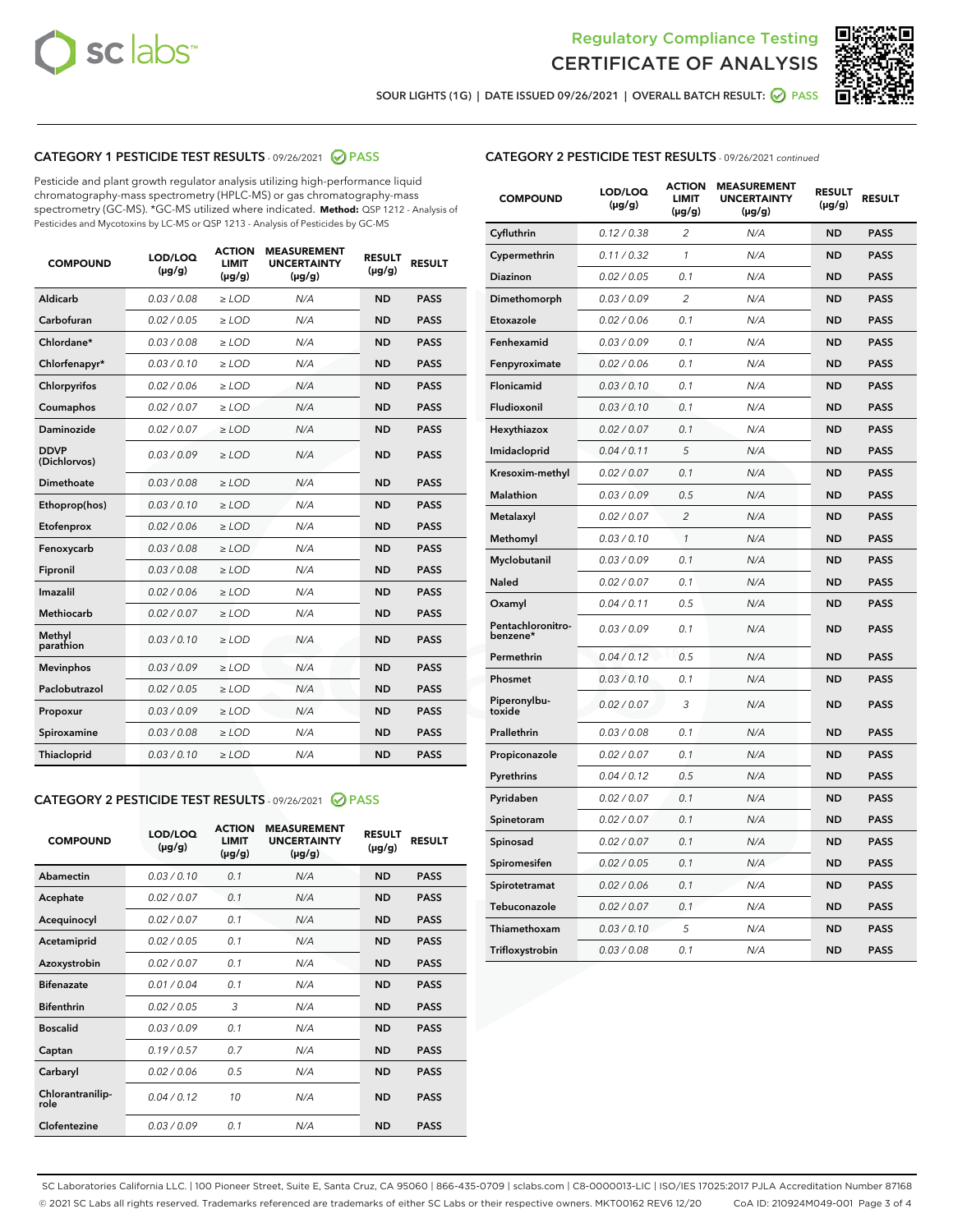Regulatory Compliance Testing
CERTIFICATE OF ANALYSIS

SOUR LIGHTS (1G) | DATE ISSUED 09/26/2021 | OVERALL BATCH RESULT: PASS

## CATEGORY 1 PESTICIDE TEST RESULTS - 09/26/2021 PASS

Pesticide and plant growth regulator analysis utilizing high-performance liquid chromatography-mass spectrometry (HPLC-MS) or gas chromatography-mass spectrometry (GC-MS). *GC-MS utilized where indicated. **Method:** QSP 1212 - Analysis of Pesticides and Mycotoxins by LC-MS or QSP 1213 - Analysis of Pesticides by GC-MS

| COMPOUND | LOD/LOQ (µg/g) | ACTION LIMIT (µg/g) | MEASUREMENT UNCERTAINTY (µg/g) | RESULT (µg/g) | RESULT |
|---|---|---|---|---|---|
| Aldicarb | 0.03 / 0.08 | ≥ LOD | N/A | ND | PASS |
| Carbofuran | 0.02 / 0.05 | ≥ LOD | N/A | ND | PASS |
| Chlordane* | 0.03 / 0.08 | ≥ LOD | N/A | ND | PASS |
| Chlorfenapyr* | 0.03 / 0.10 | ≥ LOD | N/A | ND | PASS |
| Chlorpyrifos | 0.02 / 0.06 | ≥ LOD | N/A | ND | PASS |
| Coumaphos | 0.02 / 0.07 | ≥ LOD | N/A | ND | PASS |
| Daminozide | 0.02 / 0.07 | ≥ LOD | N/A | ND | PASS |
| DDVP (Dichlorvos) | 0.03 / 0.09 | ≥ LOD | N/A | ND | PASS |
| Dimethoate | 0.03 / 0.08 | ≥ LOD | N/A | ND | PASS |
| Ethoprop(hos) | 0.03 / 0.10 | ≥ LOD | N/A | ND | PASS |
| Etofenprox | 0.02 / 0.06 | ≥ LOD | N/A | ND | PASS |
| Fenoxycarb | 0.03 / 0.08 | ≥ LOD | N/A | ND | PASS |
| Fipronil | 0.03 / 0.08 | ≥ LOD | N/A | ND | PASS |
| Imazalil | 0.02 / 0.06 | ≥ LOD | N/A | ND | PASS |
| Methiocarb | 0.02 / 0.07 | ≥ LOD | N/A | ND | PASS |
| Methyl parathion | 0.03 / 0.10 | ≥ LOD | N/A | ND | PASS |
| Mevinphos | 0.03 / 0.09 | ≥ LOD | N/A | ND | PASS |
| Paclobutrazol | 0.02 / 0.05 | ≥ LOD | N/A | ND | PASS |
| Propoxur | 0.03 / 0.09 | ≥ LOD | N/A | ND | PASS |
| Spiroxamine | 0.03 / 0.08 | ≥ LOD | N/A | ND | PASS |
| Thiacloprid | 0.03 / 0.10 | ≥ LOD | N/A | ND | PASS |

## CATEGORY 2 PESTICIDE TEST RESULTS - 09/26/2021 PASS

| COMPOUND | LOD/LOQ (µg/g) | ACTION LIMIT (µg/g) | MEASUREMENT UNCERTAINTY (µg/g) | RESULT (µg/g) | RESULT |
|---|---|---|---|---|---|
| Abamectin | 0.03 / 0.10 | 0.1 | N/A | ND | PASS |
| Acephate | 0.02 / 0.07 | 0.1 | N/A | ND | PASS |
| Acequinocyl | 0.02 / 0.07 | 0.1 | N/A | ND | PASS |
| Acetamiprid | 0.02 / 0.05 | 0.1 | N/A | ND | PASS |
| Azoxystrobin | 0.02 / 0.07 | 0.1 | N/A | ND | PASS |
| Bifenazate | 0.01 / 0.04 | 0.1 | N/A | ND | PASS |
| Bifenthrin | 0.02 / 0.05 | 3 | N/A | ND | PASS |
| Boscalid | 0.03 / 0.09 | 0.1 | N/A | ND | PASS |
| Captan | 0.19 / 0.57 | 0.7 | N/A | ND | PASS |
| Carbaryl | 0.02 / 0.06 | 0.5 | N/A | ND | PASS |
| Chlorantraniliprole | 0.04 / 0.12 | 10 | N/A | ND | PASS |
| Clofentezine | 0.03 / 0.09 | 0.1 | N/A | ND | PASS |
| Cyfluthrin | 0.12 / 0.38 | 2 | N/A | ND | PASS |
| Cypermethrin | 0.11 / 0.32 | 1 | N/A | ND | PASS |
| Diazinon | 0.02 / 0.05 | 0.1 | N/A | ND | PASS |
| Dimethomorph | 0.03 / 0.09 | 2 | N/A | ND | PASS |
| Etoxazole | 0.02 / 0.06 | 0.1 | N/A | ND | PASS |
| Fenhexamid | 0.03 / 0.09 | 0.1 | N/A | ND | PASS |
| Fenpyroximate | 0.02 / 0.06 | 0.1 | N/A | ND | PASS |
| Flonicamid | 0.03 / 0.10 | 0.1 | N/A | ND | PASS |
| Fludioxonil | 0.03 / 0.10 | 0.1 | N/A | ND | PASS |
| Hexythiazox | 0.02 / 0.07 | 0.1 | N/A | ND | PASS |
| Imidacloprid | 0.04 / 0.11 | 5 | N/A | ND | PASS |
| Kresoxim-methyl | 0.02 / 0.07 | 0.1 | N/A | ND | PASS |
| Malathion | 0.03 / 0.09 | 0.5 | N/A | ND | PASS |
| Metalaxyl | 0.02 / 0.07 | 2 | N/A | ND | PASS |
| Methomyl | 0.03 / 0.10 | 1 | N/A | ND | PASS |
| Myclobutanil | 0.03 / 0.09 | 0.1 | N/A | ND | PASS |
| Naled | 0.02 / 0.07 | 0.1 | N/A | ND | PASS |
| Oxamyl | 0.04 / 0.11 | 0.5 | N/A | ND | PASS |
| Pentachloronitrobenzene* | 0.03 / 0.09 | 0.1 | N/A | ND | PASS |
| Permethrin | 0.04 / 0.12 | 0.5 | N/A | ND | PASS |
| Phosmet | 0.03 / 0.10 | 0.1 | N/A | ND | PASS |
| Piperonylbutoxide | 0.02 / 0.07 | 3 | N/A | ND | PASS |
| Prallethrin | 0.03 / 0.08 | 0.1 | N/A | ND | PASS |
| Propiconazole | 0.02 / 0.07 | 0.1 | N/A | ND | PASS |
| Pyrethrins | 0.04 / 0.12 | 0.5 | N/A | ND | PASS |
| Pyridaben | 0.02 / 0.07 | 0.1 | N/A | ND | PASS |
| Spinetoram | 0.02 / 0.07 | 0.1 | N/A | ND | PASS |
| Spinosad | 0.02 / 0.07 | 0.1 | N/A | ND | PASS |
| Spiromesifen | 0.02 / 0.05 | 0.1 | N/A | ND | PASS |
| Spirotetramat | 0.02 / 0.06 | 0.1 | N/A | ND | PASS |
| Tebuconazole | 0.02 / 0.07 | 0.1 | N/A | ND | PASS |
| Thiamethoxam | 0.03 / 0.10 | 5 | N/A | ND | PASS |
| Trifloxystrobin | 0.03 / 0.08 | 0.1 | N/A | ND | PASS |

SC Laboratories California LLC. | 100 Pioneer Street, Suite E, Santa Cruz, CA 95060 | 866-435-0709 | sclabs.com | C8-0000013-LIC | ISO/IES 17025:2017 PJLA Accreditation Number 87168
© 2021 SC Labs all rights reserved. Trademarks referenced are trademarks of either SC Labs or their respective owners. MKT00162 REV6 12/20 CoA ID: 210924M049-001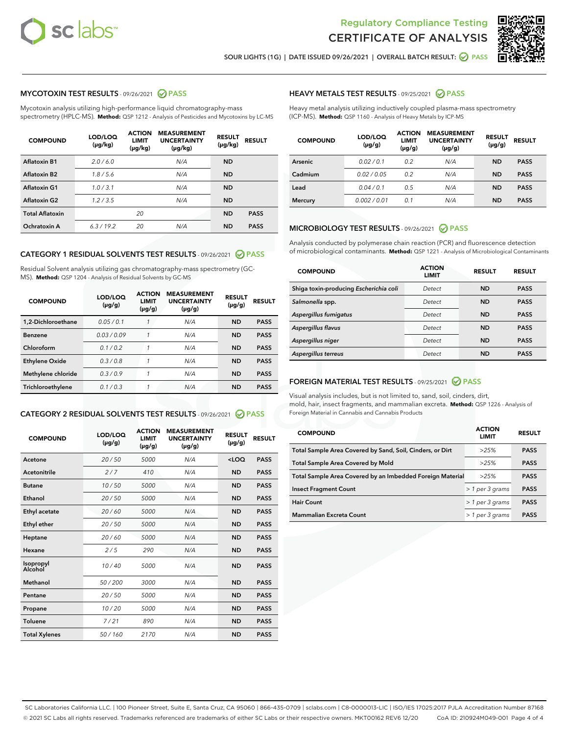Regulatory Compliance Testing

# CERTIFICATE OF ANALYSIS

SOUR LIGHTS (1G) | DATE ISSUED 09/26/2021 | OVERALL BATCH RESULT: PASS

## MYCOTOXIN TEST RESULTS - 09/26/2021 PASS

Mycotoxin analysis utilizing high-performance liquid chromatography-mass spectrometry (HPLC-MS). **Method:** QSP 1212 - Analysis of Pesticides and Mycotoxins by LC-MS

| COMPOUND | LOD/LOQ (µg/kg) | ACTION LIMIT (µg/kg) | MEASUREMENT UNCERTAINTY (µg/kg) | RESULT (µg/kg) | RESULT |
|---|---|---|---|---|---|
| Aflatoxin B1 | 2.0 / 6.0 | | N/A | ND | |
| Aflatoxin B2 | 1.8 / 5.6 | | N/A | ND | |
| Aflatoxin G1 | 1.0 / 3.1 | | N/A | ND | |
| Aflatoxin G2 | 1.2 / 3.5 | | N/A | ND | |
| Total Aflatoxin | | 20 | | ND | PASS |
| Ochratoxin A | 6.3 / 19.2 | 20 | N/A | ND | PASS |

## CATEGORY 1 RESIDUAL SOLVENTS TEST RESULTS - 09/26/2021 PASS

Residual Solvent analysis utilizing gas chromatography-mass spectrometry (GC-MS). **Method:** QSP 1204 - Analysis of Residual Solvents by GC-MS

| COMPOUND | LOD/LOQ (µg/g) | ACTION LIMIT (µg/g) | MEASUREMENT UNCERTAINTY (µg/g) | RESULT (µg/g) | RESULT |
|---|---|---|---|---|---|
| 1,2-Dichloroethane | 0.05 / 0.1 | 1 | N/A | ND | PASS |
| Benzene | 0.03 / 0.09 | 1 | N/A | ND | PASS |
| Chloroform | 0.1 / 0.2 | 1 | N/A | ND | PASS |
| Ethylene Oxide | 0.3 / 0.8 | 1 | N/A | ND | PASS |
| Methylene chloride | 0.3 / 0.9 | 1 | N/A | ND | PASS |
| Trichloroethylene | 0.1 / 0.3 | 1 | N/A | ND | PASS |

## CATEGORY 2 RESIDUAL SOLVENTS TEST RESULTS - 09/26/2021 PASS

| COMPOUND | LOD/LOQ (µg/g) | ACTION LIMIT (µg/g) | MEASUREMENT UNCERTAINTY (µg/g) | RESULT (µg/g) | RESULT |
|---|---|---|---|---|---|
| Acetone | 20 / 50 | 5000 | N/A | <LOQ | PASS |
| Acetonitrile | 2 / 7 | 410 | N/A | ND | PASS |
| Butane | 10 / 50 | 5000 | N/A | ND | PASS |
| Ethanol | 20 / 50 | 5000 | N/A | ND | PASS |
| Ethyl acetate | 20 / 60 | 5000 | N/A | ND | PASS |
| Ethyl ether | 20 / 50 | 5000 | N/A | ND | PASS |
| Heptane | 20 / 60 | 5000 | N/A | ND | PASS |
| Hexane | 2 / 5 | 290 | N/A | ND | PASS |
| Isopropyl Alcohol | 10 / 40 | 5000 | N/A | ND | PASS |
| Methanol | 50 / 200 | 3000 | N/A | ND | PASS |
| Pentane | 20 / 50 | 5000 | N/A | ND | PASS |
| Propane | 10 / 20 | 5000 | N/A | ND | PASS |
| Toluene | 7 / 21 | 890 | N/A | ND | PASS |
| Total Xylenes | 50 / 160 | 2170 | N/A | ND | PASS |

## HEAVY METALS TEST RESULTS - 09/25/2021 PASS

Heavy metal analysis utilizing inductively coupled plasma-mass spectrometry (ICP-MS). **Method:** QSP 1160 - Analysis of Heavy Metals by ICP-MS

| COMPOUND | LOD/LOQ (µg/g) | ACTION LIMIT (µg/g) | MEASUREMENT UNCERTAINTY (µg/g) | RESULT (µg/g) | RESULT |
|---|---|---|---|---|---|
| Arsenic | 0.02 / 0.1 | 0.2 | N/A | ND | PASS |
| Cadmium | 0.02 / 0.05 | 0.2 | N/A | ND | PASS |
| Lead | 0.04 / 0.1 | 0.5 | N/A | ND | PASS |
| Mercury | 0.002 / 0.01 | 0.1 | N/A | ND | PASS |

## MICROBIOLOGY TEST RESULTS - 09/26/2021 PASS

Analysis conducted by polymerase chain reaction (PCR) and fluorescence detection of microbiological contaminants. **Method:** QSP 1221 - Analysis of Microbiological Contaminants

| COMPOUND | ACTION LIMIT | RESULT | RESULT |
|---|---|---|---|
| Shiga toxin-producing *Escherichia coli* | Detect | ND | PASS |
| *Salmonella* spp. | Detect | ND | PASS |
| *Aspergillus fumigatus* | Detect | ND | PASS |
| *Aspergillus flavus* | Detect | ND | PASS |
| *Aspergillus niger* | Detect | ND | PASS |
| *Aspergillus terreus* | Detect | ND | PASS |

## FOREIGN MATERIAL TEST RESULTS - 09/25/2021 PASS

Visual analysis includes, but is not limited to, sand, soil, cinders, dirt, mold, hair, insect fragments, and mammalian excreta. **Method:** QSP 1226 - Analysis of Foreign Material in Cannabis and Cannabis Products

| COMPOUND | ACTION LIMIT | RESULT |
|---|---|---|
| Total Sample Area Covered by Sand, Soil, Cinders, or Dirt | >25% | PASS |
| Total Sample Area Covered by Mold | >25% | PASS |
| Total Sample Area Covered by an Imbedded Foreign Material | >25% | PASS |
| Insect Fragment Count | > 1 per 3 grams | PASS |
| Hair Count | > 1 per 3 grams | PASS |
| Mammalian Excreta Count | > 1 per 3 grams | PASS |

SC Laboratories California LLC. | 100 Pioneer Street, Suite E, Santa Cruz, CA 95060 | 866-435-0709 | sclabs.com | C8-0000013-LIC | ISO/IES 17025:2017 PJLA Accreditation Number 87168
© 2021 SC Labs all rights reserved. Trademarks referenced are trademarks of either SC Labs or their respective owners. MKT00162 REV6 12/20 CoA ID: 210924M049-001